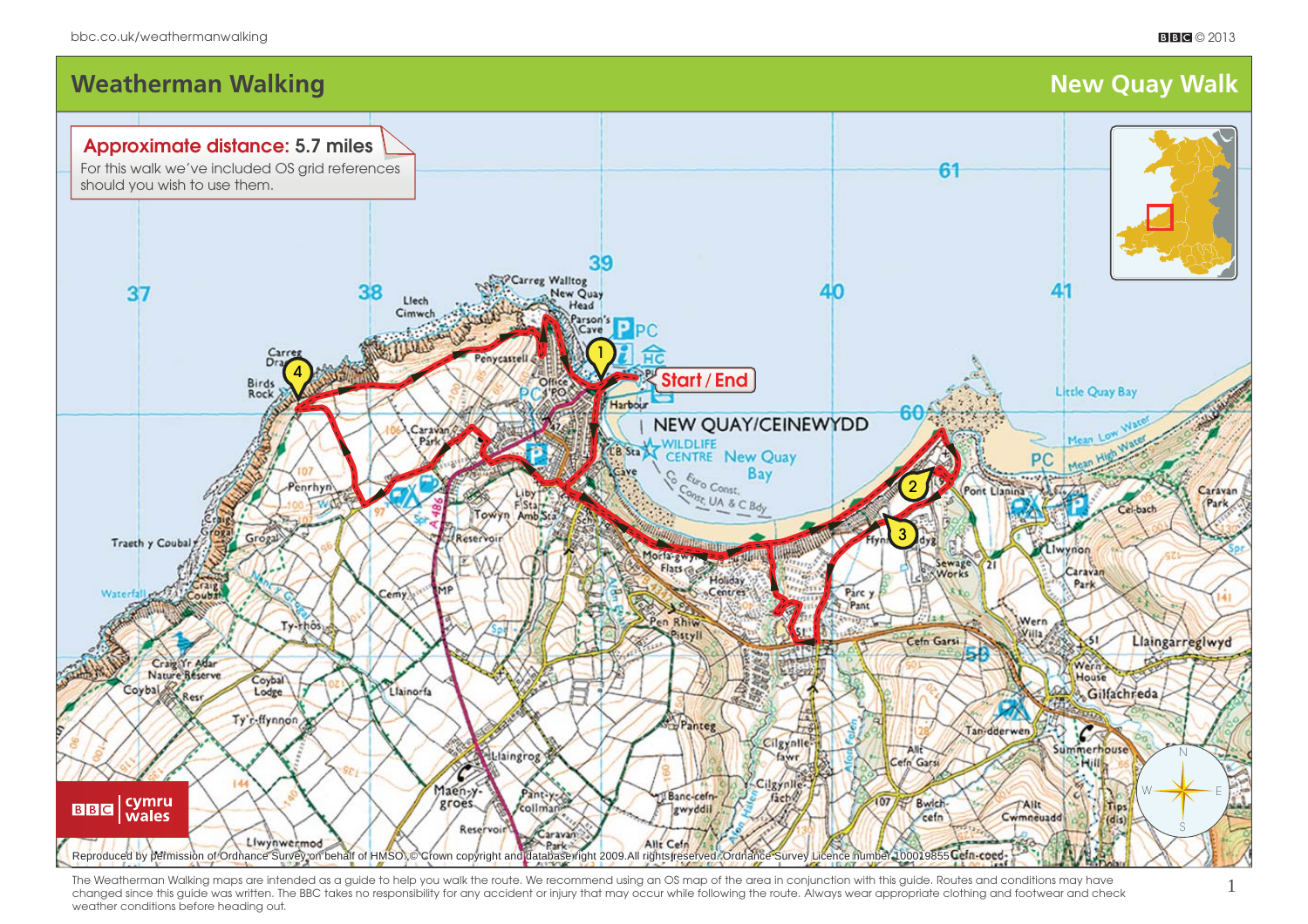# Weatherman Walking

## New Quay Walk

**Approximate distance: 5.7 miles**

For this walk we've included OS grid references should you wish to use them.

Reproduced by permission of Ordnance Survey on behalf of HMSO. © Crown copyright and database right 2009. All rights reserved. Ordnance Survey Licence number 100019855

The Weatherman Walking maps are intended as a guide to help you walk the route. We recommend using an OS map of the area in conjunction with this guide. Routes and conditions may have changed since this guide was written. The BBC takes no responsibility for any accident or injury that may occur while following the route. Always wear appropriate clothing and footwear and check weather conditions before heading out.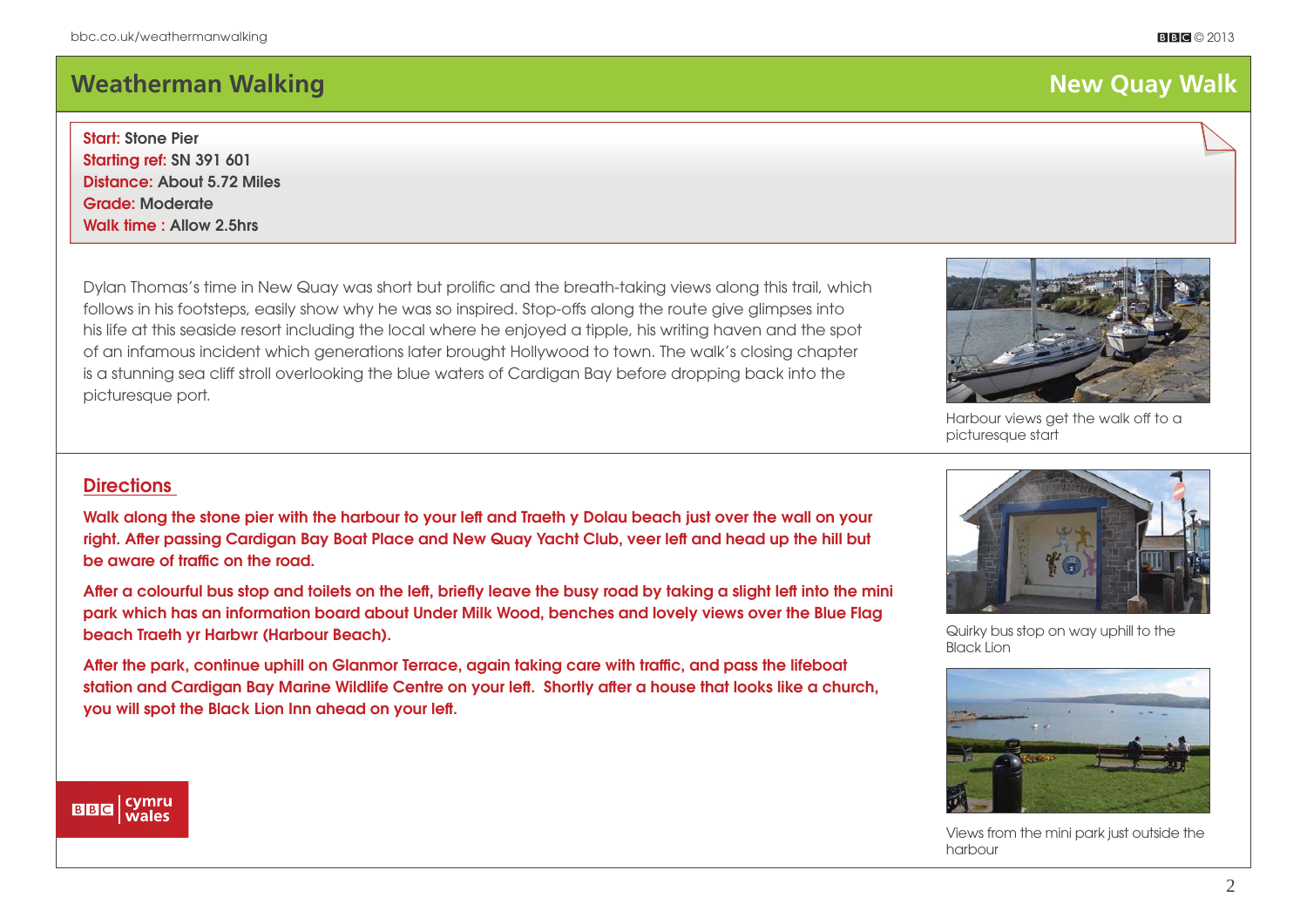# Weatherman Walking

## New Quay Walk

**Start:** Stone Pier
**Starting ref:** SN 391 601
**Distance:** About 5.72 Miles
**Grade:** Moderate
**Walk time :** Allow 2.5hrs

Dylan Thomas's time in New Quay was short but prolific and the breath-taking views along this trail, which follows in his footsteps, easily show why he was so inspired. Stop-offs along the route give glimpses into his life at this seaside resort including the local where he enjoyed a tipple, his writing haven and the spot of an infamous incident which generations later brought Hollywood to town. The walk's closing chapter is a stunning sea cliff stroll overlooking the blue waters of Cardigan Bay before dropping back into the picturesque port.

Harbour views get the walk off to a picturesque start

## Directions

**Walk along the stone pier with the harbour to your left and Traeth y Dolau beach just over the wall on your right. After passing Cardigan Bay Boat Place and New Quay Yacht Club, veer left and head up the hill but be aware of traffic on the road.**

**After a colourful bus stop and toilets on the left, briefly leave the busy road by taking a slight left into the mini park which has an information board about Under Milk Wood, benches and lovely views over the Blue Flag beach Traeth yr Harbwr (Harbour Beach).**

**After the park, continue uphill on Glanmor Terrace, again taking care with traffic, and pass the lifeboat station and Cardigan Bay Marine Wildlife Centre on your left. Shortly after a house that looks like a church, you will spot the Black Lion Inn ahead on your left.**

Quirky bus stop on way uphill to the Black Lion

Views from the mini park just outside the harbour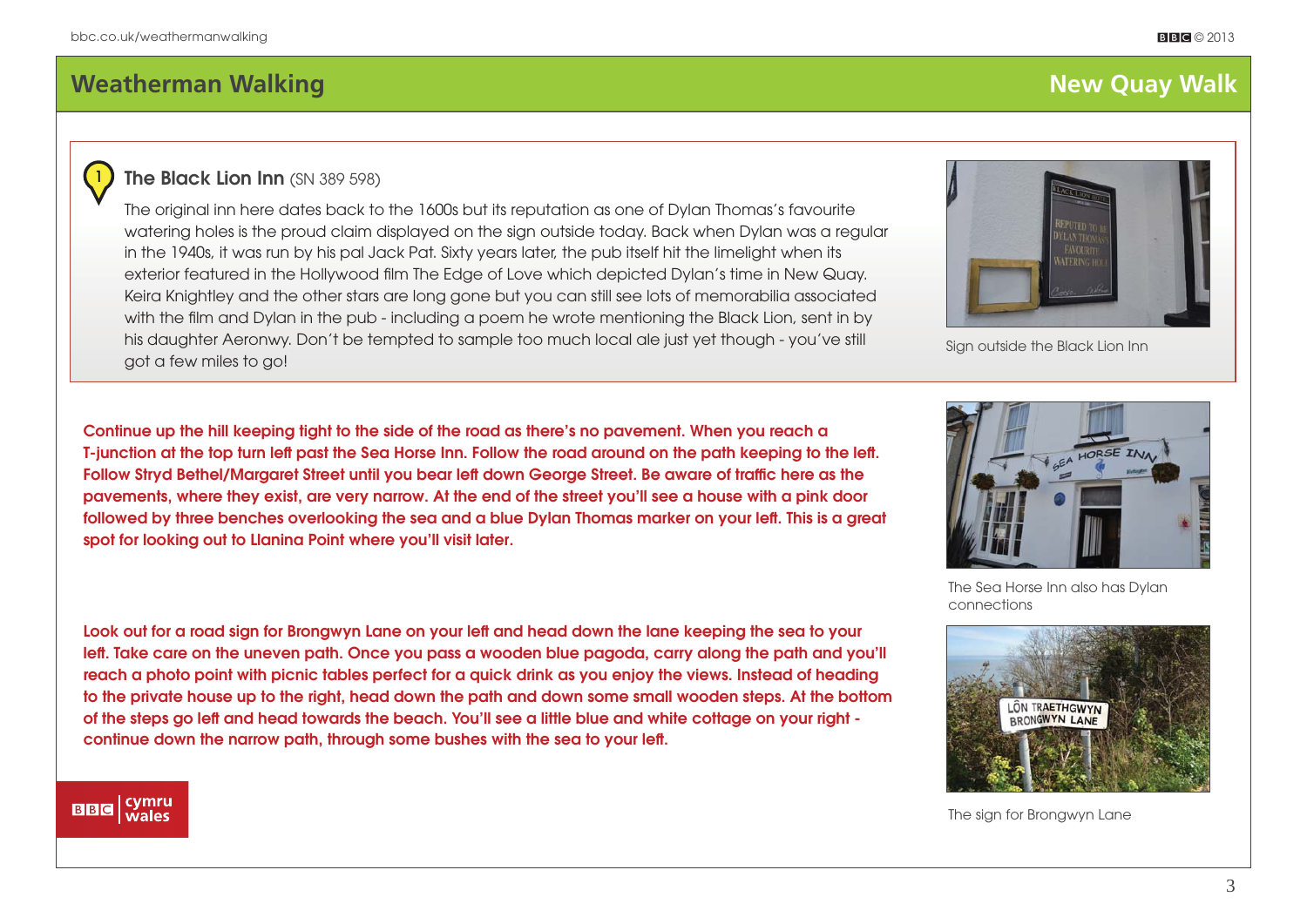## 1 The Black Lion Inn (SN 389 598)

The original inn here dates back to the 1600s but its reputation as one of Dylan Thomas's favourite watering holes is the proud claim displayed on the sign outside today. Back when Dylan was a regular in the 1940s, it was run by his pal Jack Pat. Sixty years later, the pub itself hit the limelight when its exterior featured in the Hollywood film The Edge of Love which depicted Dylan's time in New Quay. Keira Knightley and the other stars are long gone but you can still see lots of memorabilia associated with the film and Dylan in the pub - including a poem he wrote mentioning the Black Lion, sent in by his daughter Aeronwy. Don't be tempted to sample too much local ale just yet though - you've still got a few miles to go!

Sign outside the Black Lion Inn

**Continue up the hill keeping tight to the side of the road as there's no pavement. When you reach a T-junction at the top turn left past the Sea Horse Inn. Follow the road around on the path keeping to the left. Follow Stryd Bethel/Margaret Street until you bear left down George Street. Be aware of traffic here as the pavements, where they exist, are very narrow. At the end of the street you'll see a house with a pink door followed by three benches overlooking the sea and a blue Dylan Thomas marker on your left. This is a great spot for looking out to Llanina Point where you'll visit later.**

The Sea Horse Inn also has Dylan connections

**Look out for a road sign for Brongwyn Lane on your left and head down the lane keeping the sea to your left. Take care on the uneven path. Once you pass a wooden blue pagoda, carry along the path and you'll reach a photo point with picnic tables perfect for a quick drink as you enjoy the views. Instead of heading to the private house up to the right, head down the path and down some small wooden steps. At the bottom of the steps go left and head towards the beach. You'll see a little blue and white cottage on your right - continue down the narrow path, through some bushes with the sea to your left.**

The sign for Brongwyn Lane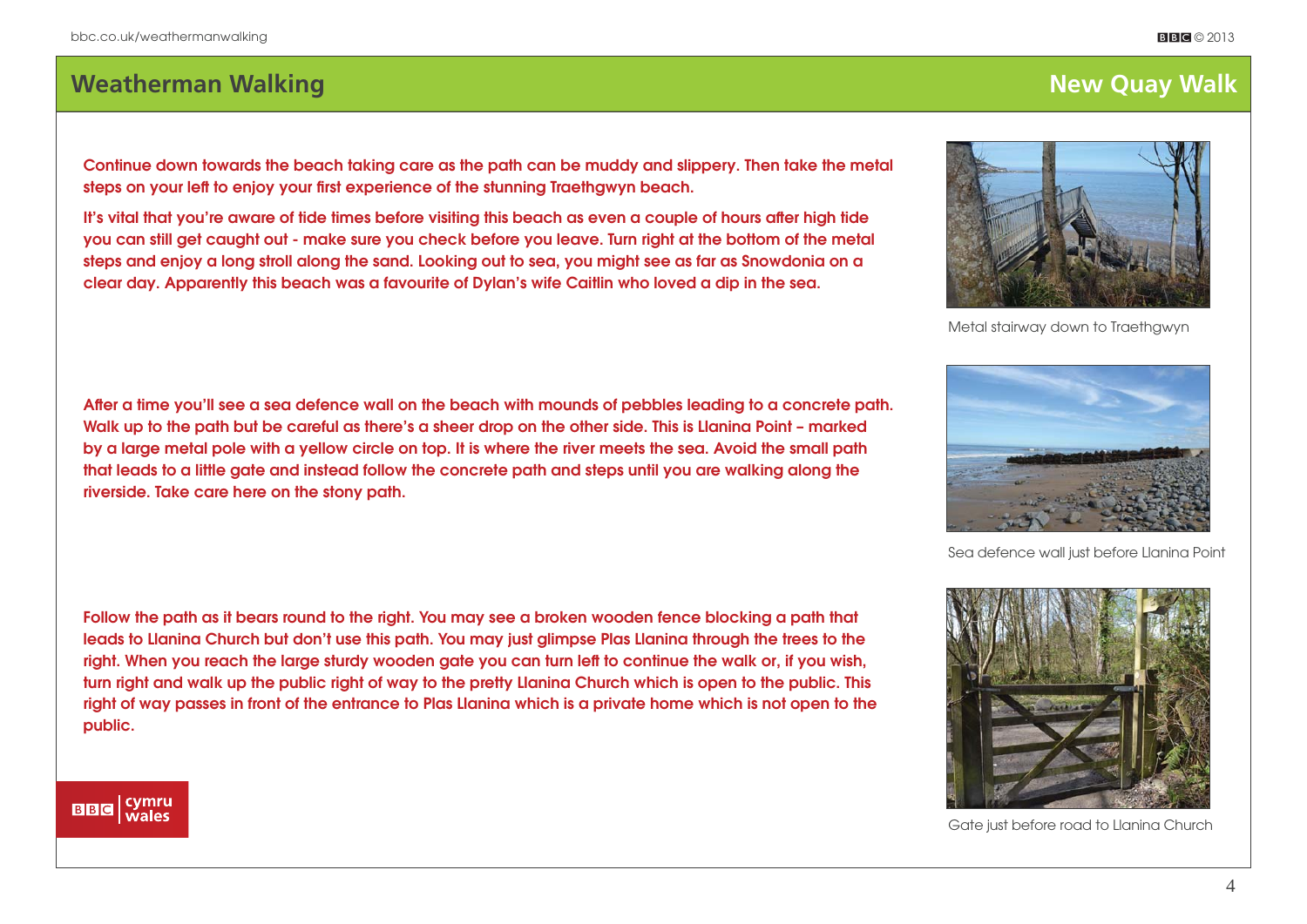Continue down towards the beach taking care as the path can be muddy and slippery. Then take the metal steps on your left to enjoy your first experience of the stunning Traethgwyn beach.

It's vital that you're aware of tide times before visiting this beach as even a couple of hours after high tide you can still get caught out - make sure you check before you leave. Turn right at the bottom of the metal steps and enjoy a long stroll along the sand. Looking out to sea, you might see as far as Snowdonia on a clear day. Apparently this beach was a favourite of Dylan's wife Caitlin who loved a dip in the sea.

Metal stairway down to Traethgwyn

After a time you'll see a sea defence wall on the beach with mounds of pebbles leading to a concrete path. Walk up to the path but be careful as there's a sheer drop on the other side. This is Llanina Point – marked by a large metal pole with a yellow circle on top. It is where the river meets the sea. Avoid the small path that leads to a little gate and instead follow the concrete path and steps until you are walking along the riverside. Take care here on the stony path.

Sea defence wall just before Llanina Point

Follow the path as it bears round to the right. You may see a broken wooden fence blocking a path that leads to Llanina Church but don't use this path. You may just glimpse Plas Llanina through the trees to the right. When you reach the large sturdy wooden gate you can turn left to continue the walk or, if you wish, turn right and walk up the public right of way to the pretty Llanina Church which is open to the public. This right of way passes in front of the entrance to Plas Llanina which is a private home which is not open to the public.

Gate just before road to Llanina Church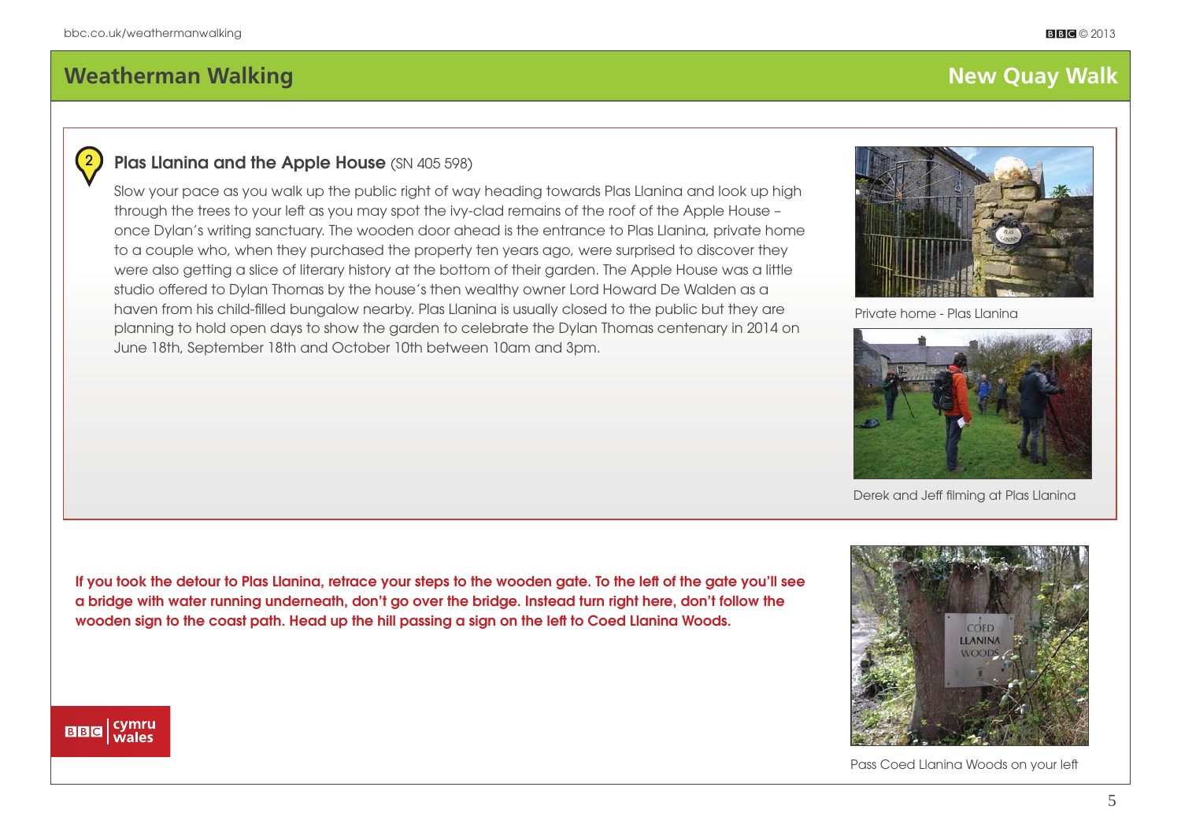## 2 Plas Llanina and the Apple House (SN 405 598)

Slow your pace as you walk up the public right of way heading towards Plas Llanina and look up high through the trees to your left as you may spot the ivy-clad remains of the roof of the Apple House – once Dylan's writing sanctuary. The wooden door ahead is the entrance to Plas Llanina, private home to a couple who, when they purchased the property ten years ago, were surprised to discover they were also getting a slice of literary history at the bottom of their garden. The Apple House was a little studio offered to Dylan Thomas by the house's then wealthy owner Lord Howard De Walden as a haven from his child-filled bungalow nearby. Plas Llanina is usually closed to the public but they are planning to hold open days to show the garden to celebrate the Dylan Thomas centenary in 2014 on June 18th, September 18th and October 10th between 10am and 3pm.

Private home - Plas Llanina

Derek and Jeff filming at Plas Llanina

**If you took the detour to Plas Llanina, retrace your steps to the wooden gate. To the left of the gate you'll see a bridge with water running underneath, don't go over the bridge. Instead turn right here, don't follow the wooden sign to the coast path. Head up the hill passing a sign on the left to Coed Llanina Woods.**

Pass Coed Llanina Woods on your left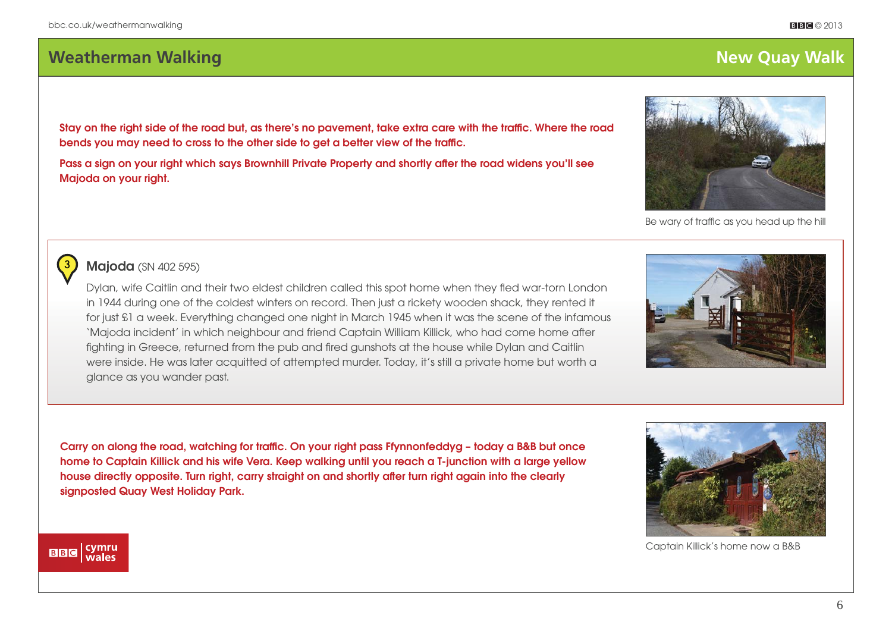**Stay on the right side of the road but, as there's no pavement, take extra care with the traffic. Where the road bends you may need to cross to the other side to get a better view of the traffic.**

**Pass a sign on your right which says Brownhill Private Property and shortly after the road widens you'll see Majoda on your right.**

Be wary of traffic as you head up the hill

### 3 Majoda (SN 402 595)

Dylan, wife Caitlin and their two eldest children called this spot home when they fled war-torn London in 1944 during one of the coldest winters on record. Then just a rickety wooden shack, they rented it for just £1 a week. Everything changed one night in March 1945 when it was the scene of the infamous 'Majoda incident' in which neighbour and friend Captain William Killick, who had come home after fighting in Greece, returned from the pub and fired gunshots at the house while Dylan and Caitlin were inside. He was later acquitted of attempted murder. Today, it's still a private home but worth a glance as you wander past.

**Carry on along the road, watching for traffic. On your right pass Ffynnonfeddyg – today a B&B but once home to Captain Killick and his wife Vera. Keep walking until you reach a T-junction with a large yellow house directly opposite. Turn right, carry straight on and shortly after turn right again into the clearly signposted Quay West Holiday Park.**

Captain Killick's home now a B&B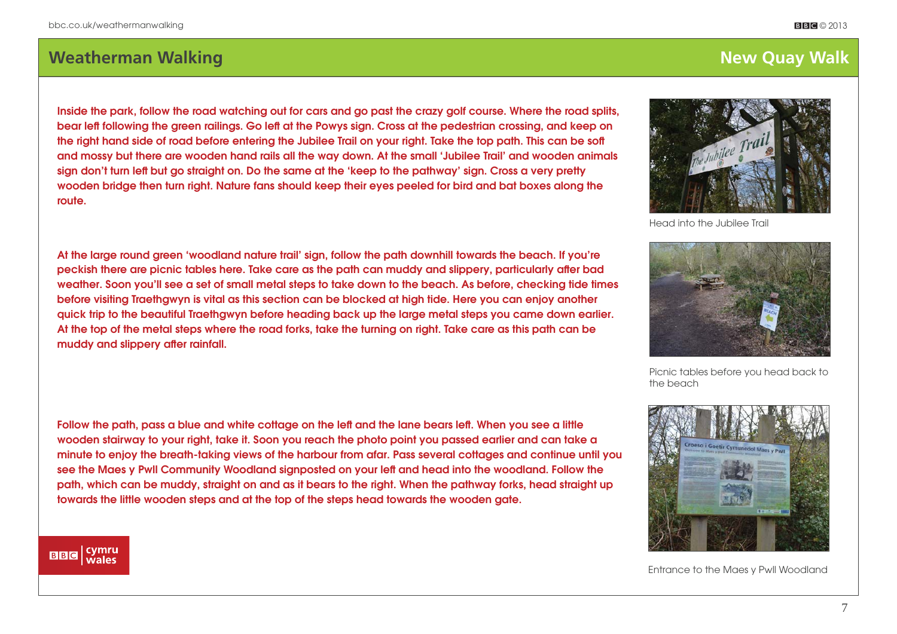## Weatherman Walking

## New Quay Walk

Inside the park, follow the road watching out for cars and go past the crazy golf course. Where the road splits, bear left following the green railings. Go left at the Powys sign. Cross at the pedestrian crossing, and keep on the right hand side of road before entering the Jubilee Trail on your right. Take the top path. This can be soft and mossy but there are wooden hand rails all the way down. At the small 'Jubilee Trail' and wooden animals sign don't turn left but go straight on. Do the same at the 'keep to the pathway' sign. Cross a very pretty wooden bridge then turn right. Nature fans should keep their eyes peeled for bird and bat boxes along the route.

Head into the Jubilee Trail

At the large round green 'woodland nature trail' sign, follow the path downhill towards the beach. If you're peckish there are picnic tables here. Take care as the path can muddy and slippery, particularly after bad weather. Soon you'll see a set of small metal steps to take down to the beach. As before, checking tide times before visiting Traethgwyn is vital as this section can be blocked at high tide. Here you can enjoy another quick trip to the beautiful Traethgwyn before heading back up the large metal steps you came down earlier. At the top of the metal steps where the road forks, take the turning on right. Take care as this path can be muddy and slippery after rainfall.

Picnic tables before you head back to the beach

Follow the path, pass a blue and white cottage on the left and the lane bears left. When you see a little wooden stairway to your right, take it. Soon you reach the photo point you passed earlier and can take a minute to enjoy the breath-taking views of the harbour from afar. Pass several cottages and continue until you see the Maes y Pwll Community Woodland signposted on your left and head into the woodland. Follow the path, which can be muddy, straight on and as it bears to the right. When the pathway forks, head straight up towards the little wooden steps and at the top of the steps head towards the wooden gate.

Entrance to the Maes y Pwll Woodland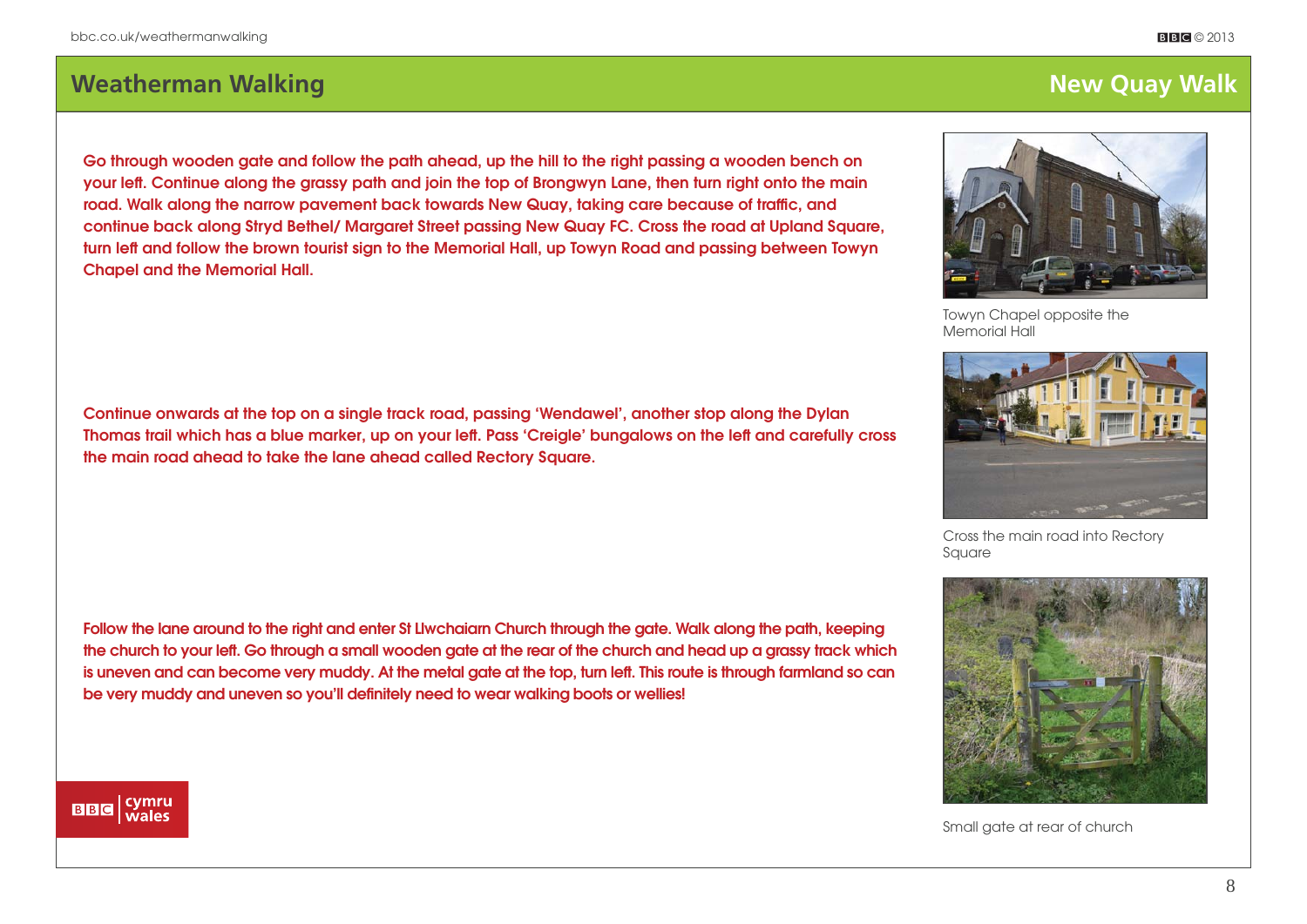Go through wooden gate and follow the path ahead, up the hill to the right passing a wooden bench on your left. Continue along the grassy path and join the top of Brongwyn Lane, then turn right onto the main road. Walk along the narrow pavement back towards New Quay, taking care because of traffic, and continue back along Stryd Bethel/ Margaret Street passing New Quay FC. Cross the road at Upland Square, turn left and follow the brown tourist sign to the Memorial Hall, up Towyn Road and passing between Towyn Chapel and the Memorial Hall.

Towyn Chapel opposite the Memorial Hall

Continue onwards at the top on a single track road, passing 'Wendawel', another stop along the Dylan Thomas trail which has a blue marker, up on your left. Pass 'Creigle' bungalows on the left and carefully cross the main road ahead to take the lane ahead called Rectory Square.

Cross the main road into Rectory Square

Follow the lane around to the right and enter St Llwchaiarn Church through the gate. Walk along the path, keeping the church to your left. Go through a small wooden gate at the rear of the church and head up a grassy track which is uneven and can become very muddy. At the metal gate at the top, turn left. This route is through farmland so can be very muddy and uneven so you'll definitely need to wear walking boots or wellies!

Small gate at rear of church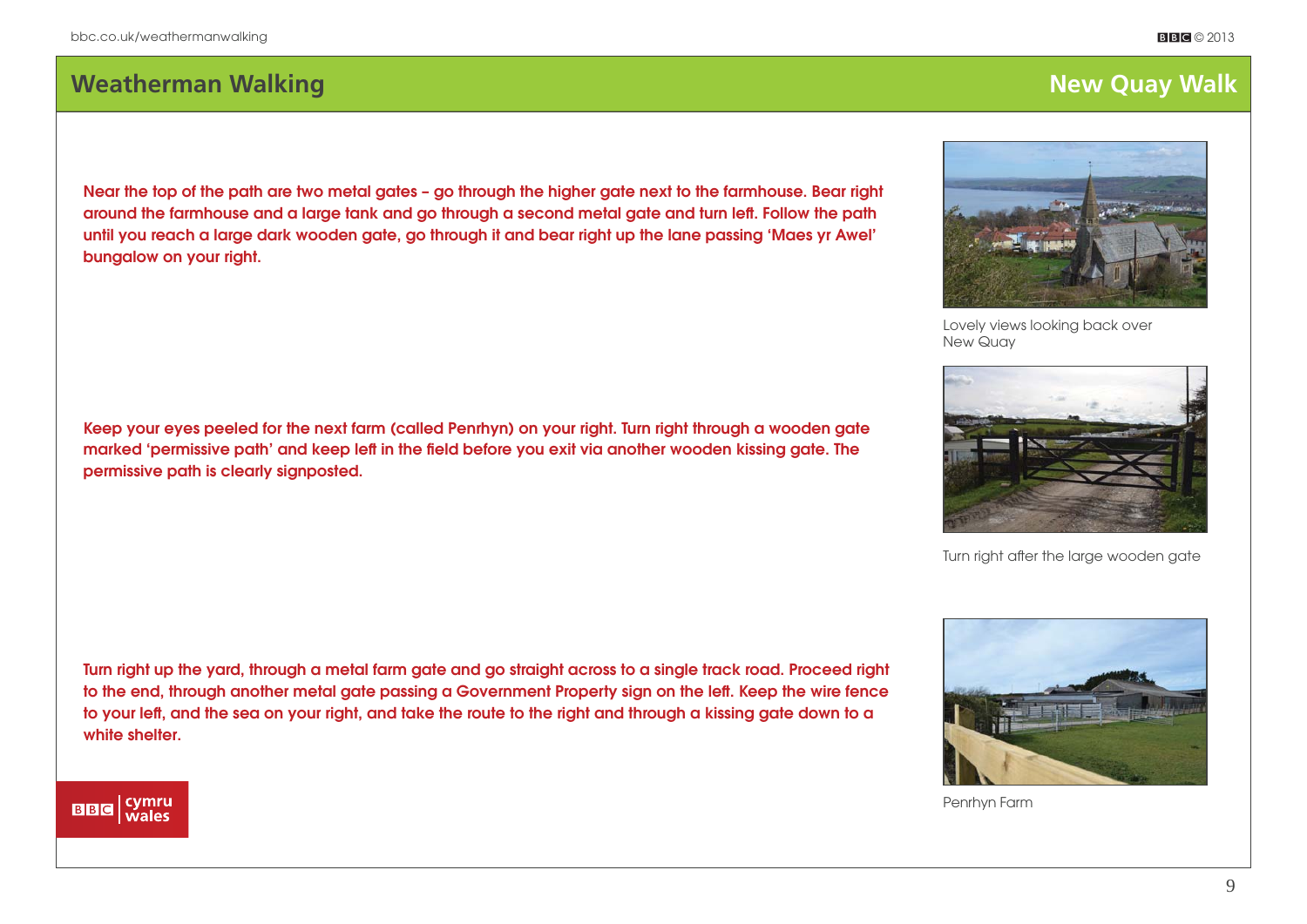Near the top of the path are two metal gates – go through the higher gate next to the farmhouse. Bear right around the farmhouse and a large tank and go through a second metal gate and turn left. Follow the path until you reach a large dark wooden gate, go through it and bear right up the lane passing 'Maes yr Awel' bungalow on your right.

Lovely views looking back over New Quay

Keep your eyes peeled for the next farm (called Penrhyn) on your right. Turn right through a wooden gate marked 'permissive path' and keep left in the field before you exit via another wooden kissing gate. The permissive path is clearly signposted.

Turn right after the large wooden gate

Turn right up the yard, through a metal farm gate and go straight across to a single track road. Proceed right to the end, through another metal gate passing a Government Property sign on the left. Keep the wire fence to your left, and the sea on your right, and take the route to the right and through a kissing gate down to a white shelter.

Penrhyn Farm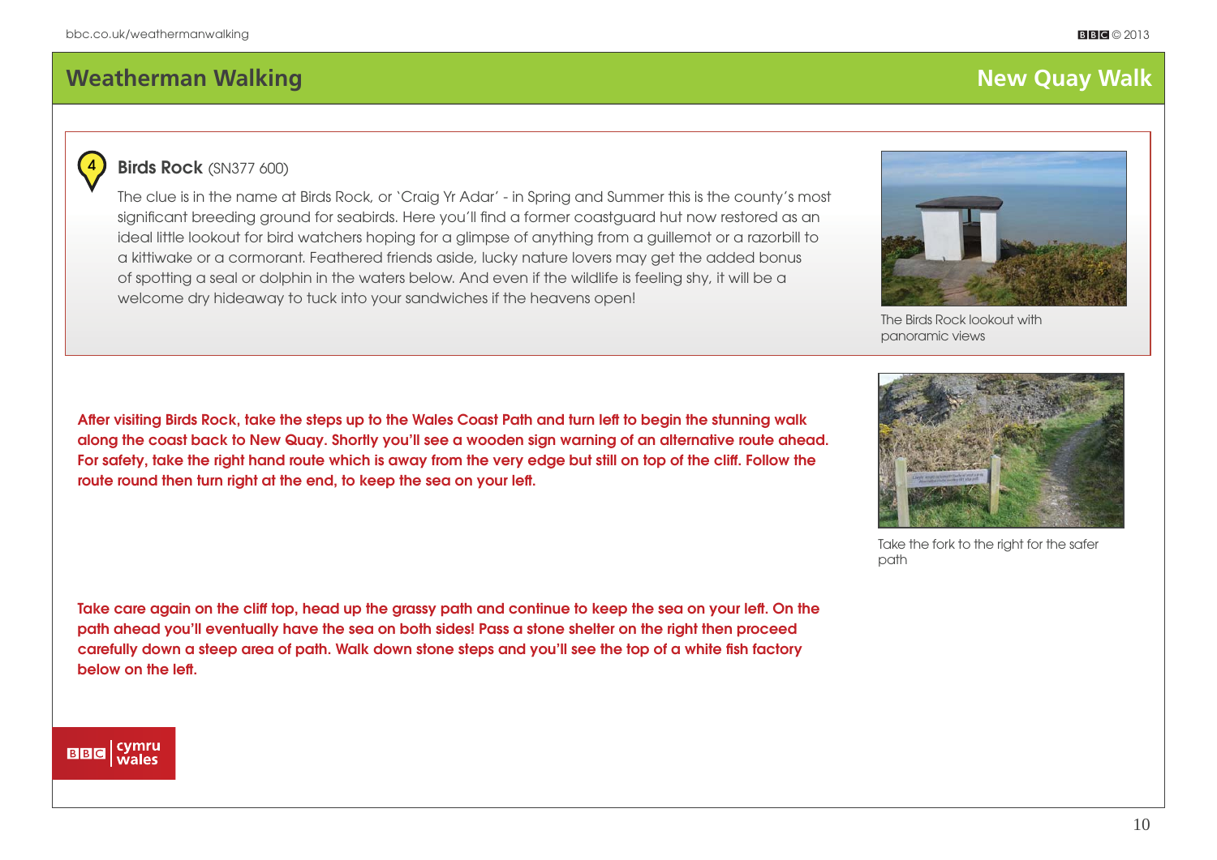## 4 Birds Rock (SN377 600)

The clue is in the name at Birds Rock, or `Craig Yr Adar' - in Spring and Summer this is the county's most significant breeding ground for seabirds. Here you'll find a former coastguard hut now restored as an ideal little lookout for bird watchers hoping for a glimpse of anything from a guillemot or a razorbill to a kittiwake or a cormorant. Feathered friends aside, lucky nature lovers may get the added bonus of spotting a seal or dolphin in the waters below. And even if the wildlife is feeling shy, it will be a welcome dry hideaway to tuck into your sandwiches if the heavens open!

The Birds Rock lookout with panoramic views

**After visiting Birds Rock, take the steps up to the Wales Coast Path and turn left to begin the stunning walk along the coast back to New Quay. Shortly you'll see a wooden sign warning of an alternative route ahead. For safety, take the right hand route which is away from the very edge but still on top of the cliff. Follow the route round then turn right at the end, to keep the sea on your left.**

Take the fork to the right for the safer path

**Take care again on the cliff top, head up the grassy path and continue to keep the sea on your left. On the path ahead you'll eventually have the sea on both sides! Pass a stone shelter on the right then proceed carefully down a steep area of path. Walk down stone steps and you'll see the top of a white fish factory below on the left.**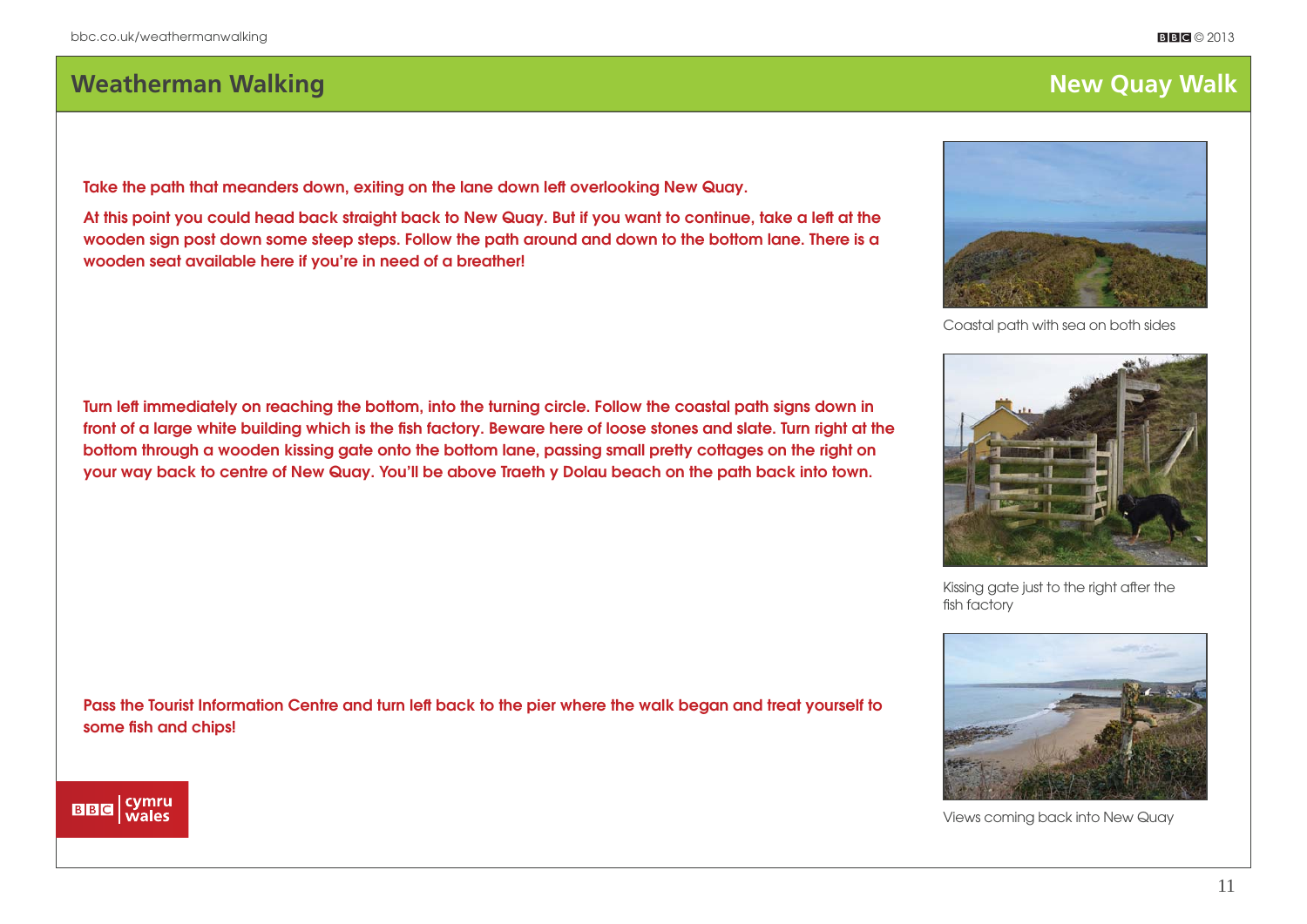Take the path that meanders down, exiting on the lane down left overlooking New Quay.

At this point you could head back straight back to New Quay. But if you want to continue, take a left at the wooden sign post down some steep steps. Follow the path around and down to the bottom lane. There is a wooden seat available here if you're in need of a breather!

Coastal path with sea on both sides

Turn left immediately on reaching the bottom, into the turning circle. Follow the coastal path signs down in front of a large white building which is the fish factory. Beware here of loose stones and slate. Turn right at the bottom through a wooden kissing gate onto the bottom lane, passing small pretty cottages on the right on your way back to centre of New Quay. You'll be above Traeth y Dolau beach on the path back into town.

Kissing gate just to the right after the fish factory

Pass the Tourist Information Centre and turn left back to the pier where the walk began and treat yourself to some fish and chips!

Views coming back into New Quay